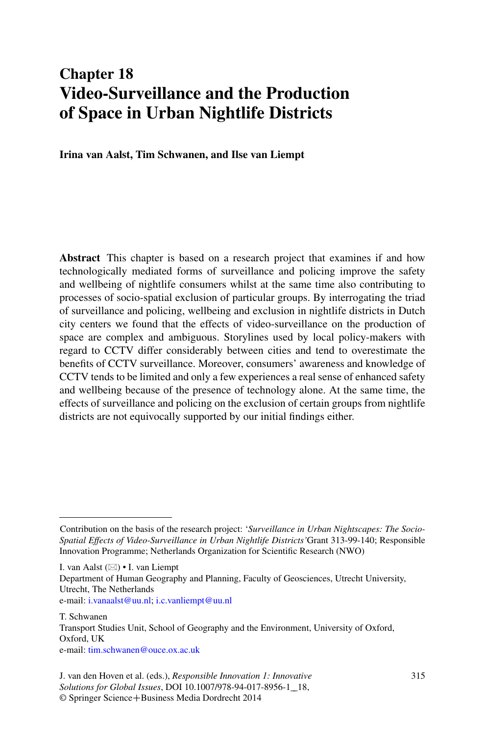# Chapter 18
# Video-Surveillance and the Production of Space in Urban Nightlife Districts

**Irina van Aalst, Tim Schwanen, and Ilse van Liempt**

**Abstract** This chapter is based on a research project that examines if and how technologically mediated forms of surveillance and policing improve the safety and wellbeing of nightlife consumers whilst at the same time also contributing to processes of socio-spatial exclusion of particular groups. By interrogating the triad of surveillance and policing, wellbeing and exclusion in nightlife districts in Dutch city centers we found that the effects of video-surveillance on the production of space are complex and ambiguous. Storylines used by local policy-makers with regard to CCTV differ considerably between cities and tend to overestimate the benefits of CCTV surveillance. Moreover, consumers' awareness and knowledge of CCTV tends to be limited and only a few experiences a real sense of enhanced safety and wellbeing because of the presence of technology alone. At the same time, the effects of surveillance and policing on the exclusion of certain groups from nightlife districts are not equivocally supported by our initial findings either.

---

Contribution on the basis of the research project: '*Surveillance in Urban Nightscapes: The Socio-Spatial Effects of Video-Surveillance in Urban Nightlife Districts*' Grant 313-99-140; Responsible Innovation Programme; Netherlands Organization for Scientific Research (NWO)

I. van Aalst (✉) • I. van Liempt
Department of Human Geography and Planning, Faculty of Geosciences, Utrecht University, Utrecht, The Netherlands
e-mail: i.vanaalst@uu.nl; i.c.vanliempt@uu.nl

T. Schwanen
Transport Studies Unit, School of Geography and the Environment, University of Oxford, Oxford, UK
e-mail: tim.schwanen@ouce.ox.ac.uk

J. van den Hoven et al. (eds.), *Responsible Innovation 1: Innovative Solutions for Global Issues*, DOI 10.1007/978-94-017-8956-1_18,
© Springer Science+Business Media Dordrecht 2014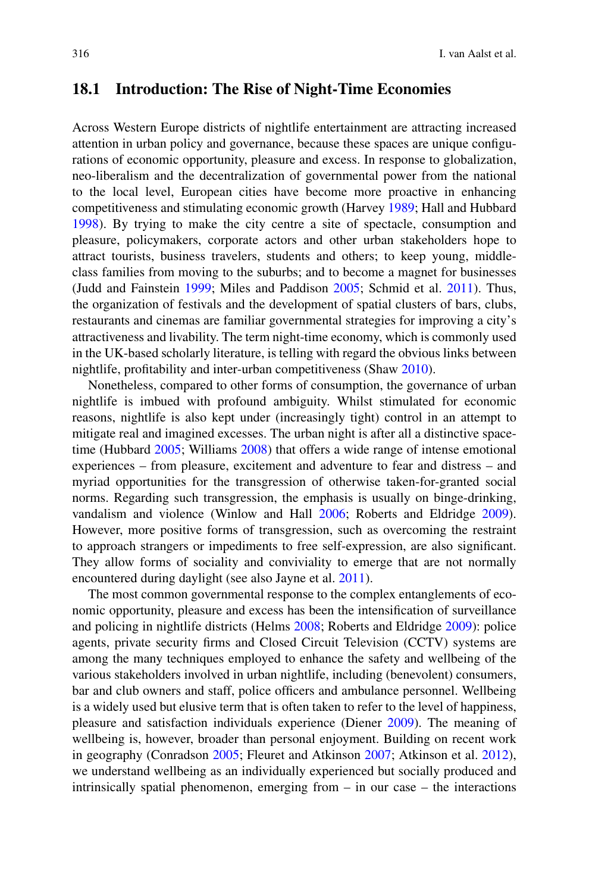## 18.1 Introduction: The Rise of Night-Time Economies

Across Western Europe districts of nightlife entertainment are attracting increased attention in urban policy and governance, because these spaces are unique configurations of economic opportunity, pleasure and excess. In response to globalization, neo-liberalism and the decentralization of governmental power from the national to the local level, European cities have become more proactive in enhancing competitiveness and stimulating economic growth (Harvey 1989; Hall and Hubbard 1998). By trying to make the city centre a site of spectacle, consumption and pleasure, policymakers, corporate actors and other urban stakeholders hope to attract tourists, business travelers, students and others; to keep young, middle-class families from moving to the suburbs; and to become a magnet for businesses (Judd and Fainstein 1999; Miles and Paddison 2005; Schmid et al. 2011). Thus, the organization of festivals and the development of spatial clusters of bars, clubs, restaurants and cinemas are familiar governmental strategies for improving a city's attractiveness and livability. The term night-time economy, which is commonly used in the UK-based scholarly literature, is telling with regard the obvious links between nightlife, profitability and inter-urban competitiveness (Shaw 2010).

Nonetheless, compared to other forms of consumption, the governance of urban nightlife is imbued with profound ambiguity. Whilst stimulated for economic reasons, nightlife is also kept under (increasingly tight) control in an attempt to mitigate real and imagined excesses. The urban night is after all a distinctive space-time (Hubbard 2005; Williams 2008) that offers a wide range of intense emotional experiences – from pleasure, excitement and adventure to fear and distress – and myriad opportunities for the transgression of otherwise taken-for-granted social norms. Regarding such transgression, the emphasis is usually on binge-drinking, vandalism and violence (Winlow and Hall 2006; Roberts and Eldridge 2009). However, more positive forms of transgression, such as overcoming the restraint to approach strangers or impediments to free self-expression, are also significant. They allow forms of sociality and conviviality to emerge that are not normally encountered during daylight (see also Jayne et al. 2011).

The most common governmental response to the complex entanglements of economic opportunity, pleasure and excess has been the intensification of surveillance and policing in nightlife districts (Helms 2008; Roberts and Eldridge 2009): police agents, private security firms and Closed Circuit Television (CCTV) systems are among the many techniques employed to enhance the safety and wellbeing of the various stakeholders involved in urban nightlife, including (benevolent) consumers, bar and club owners and staff, police officers and ambulance personnel. Wellbeing is a widely used but elusive term that is often taken to refer to the level of happiness, pleasure and satisfaction individuals experience (Diener 2009). The meaning of wellbeing is, however, broader than personal enjoyment. Building on recent work in geography (Conradson 2005; Fleuret and Atkinson 2007; Atkinson et al. 2012), we understand wellbeing as an individually experienced but socially produced and intrinsically spatial phenomenon, emerging from – in our case – the interactions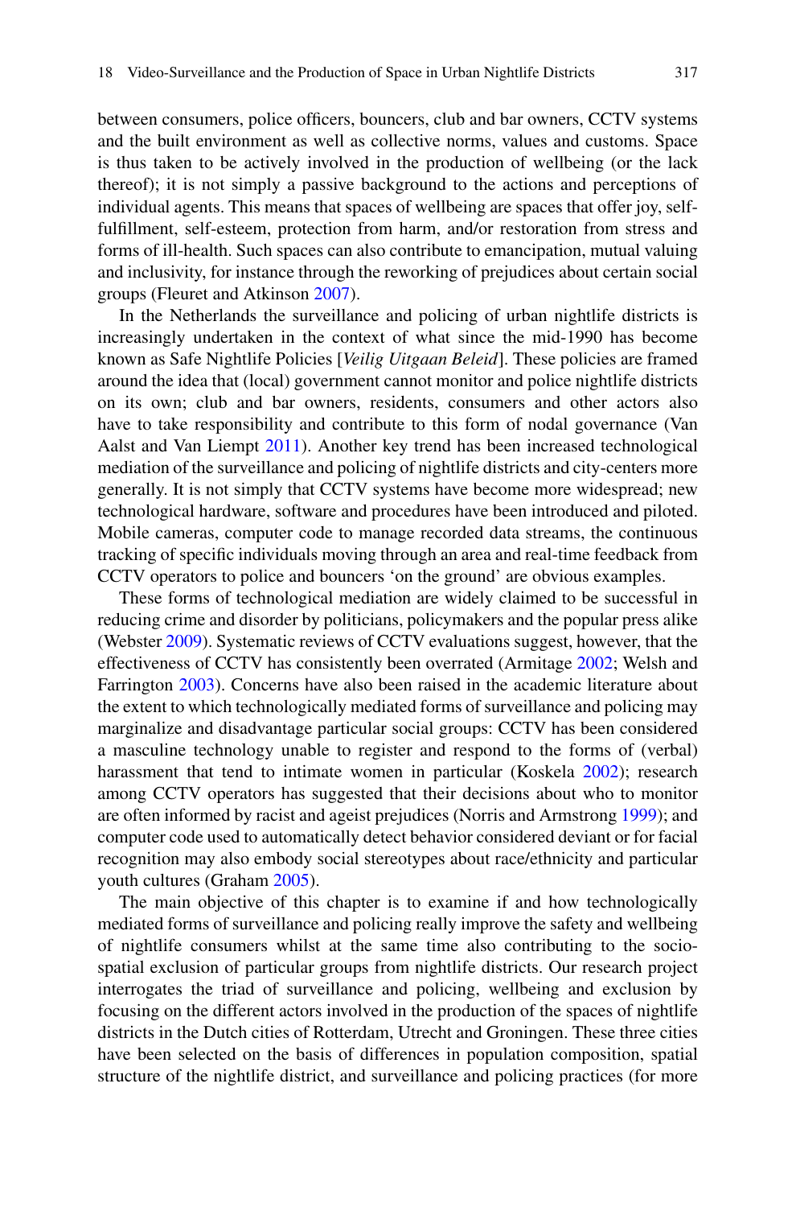between consumers, police officers, bouncers, club and bar owners, CCTV systems and the built environment as well as collective norms, values and customs. Space is thus taken to be actively involved in the production of wellbeing (or the lack thereof); it is not simply a passive background to the actions and perceptions of individual agents. This means that spaces of wellbeing are spaces that offer joy, self-fulfillment, self-esteem, protection from harm, and/or restoration from stress and forms of ill-health. Such spaces can also contribute to emancipation, mutual valuing and inclusivity, for instance through the reworking of prejudices about certain social groups (Fleuret and Atkinson 2007).

In the Netherlands the surveillance and policing of urban nightlife districts is increasingly undertaken in the context of what since the mid-1990 has become known as Safe Nightlife Policies [*Veilig Uitgaan Beleid*]. These policies are framed around the idea that (local) government cannot monitor and police nightlife districts on its own; club and bar owners, residents, consumers and other actors also have to take responsibility and contribute to this form of nodal governance (Van Aalst and Van Liempt 2011). Another key trend has been increased technological mediation of the surveillance and policing of nightlife districts and city-centers more generally. It is not simply that CCTV systems have become more widespread; new technological hardware, software and procedures have been introduced and piloted. Mobile cameras, computer code to manage recorded data streams, the continuous tracking of specific individuals moving through an area and real-time feedback from CCTV operators to police and bouncers 'on the ground' are obvious examples.

These forms of technological mediation are widely claimed to be successful in reducing crime and disorder by politicians, policymakers and the popular press alike (Webster 2009). Systematic reviews of CCTV evaluations suggest, however, that the effectiveness of CCTV has consistently been overrated (Armitage 2002; Welsh and Farrington 2003). Concerns have also been raised in the academic literature about the extent to which technologically mediated forms of surveillance and policing may marginalize and disadvantage particular social groups: CCTV has been considered a masculine technology unable to register and respond to the forms of (verbal) harassment that tend to intimate women in particular (Koskela 2002); research among CCTV operators has suggested that their decisions about who to monitor are often informed by racist and ageist prejudices (Norris and Armstrong 1999); and computer code used to automatically detect behavior considered deviant or for facial recognition may also embody social stereotypes about race/ethnicity and particular youth cultures (Graham 2005).

The main objective of this chapter is to examine if and how technologically mediated forms of surveillance and policing really improve the safety and wellbeing of nightlife consumers whilst at the same time also contributing to the socio-spatial exclusion of particular groups from nightlife districts. Our research project interrogates the triad of surveillance and policing, wellbeing and exclusion by focusing on the different actors involved in the production of the spaces of nightlife districts in the Dutch cities of Rotterdam, Utrecht and Groningen. These three cities have been selected on the basis of differences in population composition, spatial structure of the nightlife district, and surveillance and policing practices (for more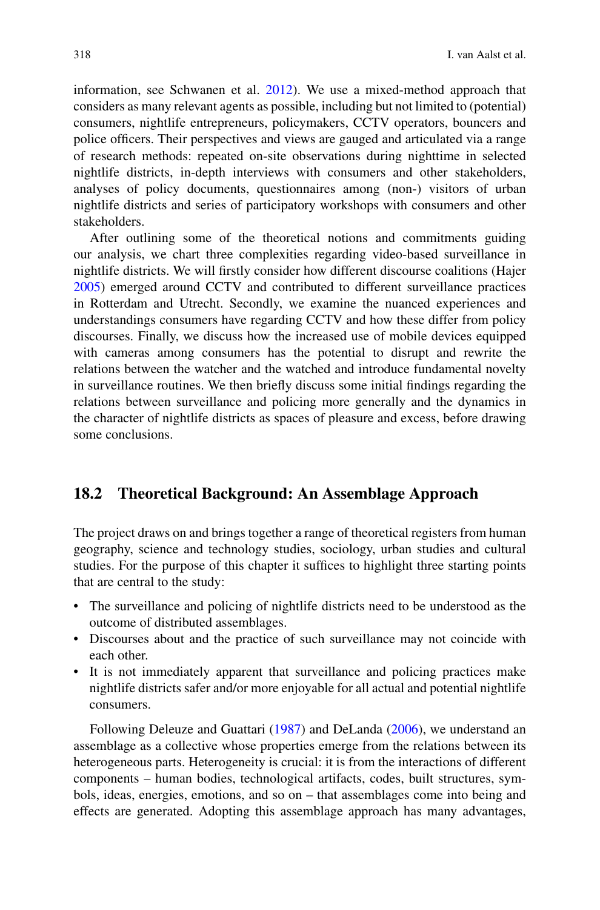information, see Schwanen et al. 2012). We use a mixed-method approach that considers as many relevant agents as possible, including but not limited to (potential) consumers, nightlife entrepreneurs, policymakers, CCTV operators, bouncers and police officers. Their perspectives and views are gauged and articulated via a range of research methods: repeated on-site observations during nighttime in selected nightlife districts, in-depth interviews with consumers and other stakeholders, analyses of policy documents, questionnaires among (non-) visitors of urban nightlife districts and series of participatory workshops with consumers and other stakeholders.

After outlining some of the theoretical notions and commitments guiding our analysis, we chart three complexities regarding video-based surveillance in nightlife districts. We will firstly consider how different discourse coalitions (Hajer 2005) emerged around CCTV and contributed to different surveillance practices in Rotterdam and Utrecht. Secondly, we examine the nuanced experiences and understandings consumers have regarding CCTV and how these differ from policy discourses. Finally, we discuss how the increased use of mobile devices equipped with cameras among consumers has the potential to disrupt and rewrite the relations between the watcher and the watched and introduce fundamental novelty in surveillance routines. We then briefly discuss some initial findings regarding the relations between surveillance and policing more generally and the dynamics in the character of nightlife districts as spaces of pleasure and excess, before drawing some conclusions.

## 18.2 Theoretical Background: An Assemblage Approach

The project draws on and brings together a range of theoretical registers from human geography, science and technology studies, sociology, urban studies and cultural studies. For the purpose of this chapter it suffices to highlight three starting points that are central to the study:

- The surveillance and policing of nightlife districts need to be understood as the outcome of distributed assemblages.
- Discourses about and the practice of such surveillance may not coincide with each other.
- It is not immediately apparent that surveillance and policing practices make nightlife districts safer and/or more enjoyable for all actual and potential nightlife consumers.

Following Deleuze and Guattari (1987) and DeLanda (2006), we understand an assemblage as a collective whose properties emerge from the relations between its heterogeneous parts. Heterogeneity is crucial: it is from the interactions of different components – human bodies, technological artifacts, codes, built structures, symbols, ideas, energies, emotions, and so on – that assemblages come into being and effects are generated. Adopting this assemblage approach has many advantages,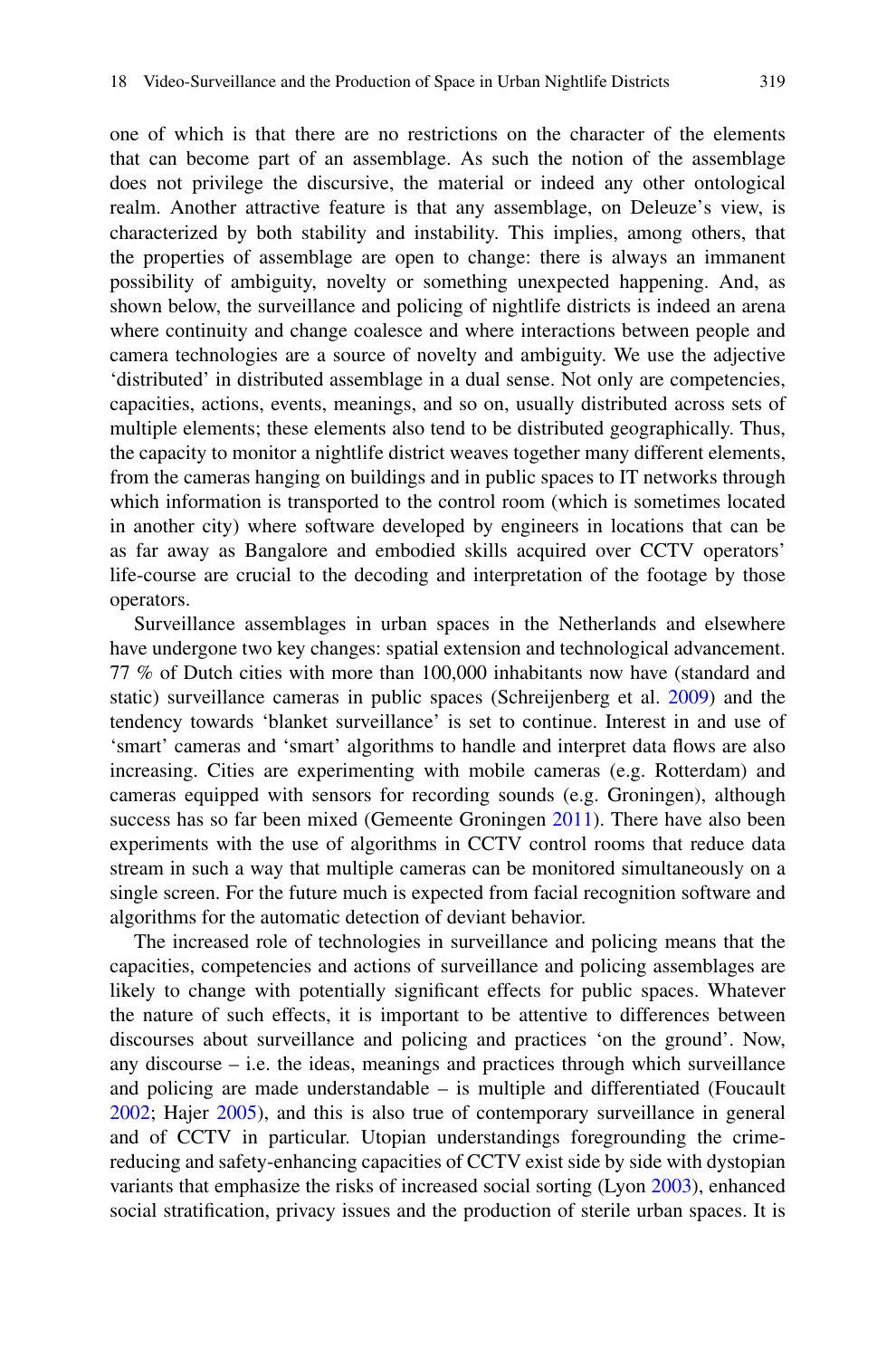one of which is that there are no restrictions on the character of the elements that can become part of an assemblage. As such the notion of the assemblage does not privilege the discursive, the material or indeed any other ontological realm. Another attractive feature is that any assemblage, on Deleuze's view, is characterized by both stability and instability. This implies, among others, that the properties of assemblage are open to change: there is always an immanent possibility of ambiguity, novelty or something unexpected happening. And, as shown below, the surveillance and policing of nightlife districts is indeed an arena where continuity and change coalesce and where interactions between people and camera technologies are a source of novelty and ambiguity. We use the adjective 'distributed' in distributed assemblage in a dual sense. Not only are competencies, capacities, actions, events, meanings, and so on, usually distributed across sets of multiple elements; these elements also tend to be distributed geographically. Thus, the capacity to monitor a nightlife district weaves together many different elements, from the cameras hanging on buildings and in public spaces to IT networks through which information is transported to the control room (which is sometimes located in another city) where software developed by engineers in locations that can be as far away as Bangalore and embodied skills acquired over CCTV operators' life-course are crucial to the decoding and interpretation of the footage by those operators.

Surveillance assemblages in urban spaces in the Netherlands and elsewhere have undergone two key changes: spatial extension and technological advancement. 77 % of Dutch cities with more than 100,000 inhabitants now have (standard and static) surveillance cameras in public spaces (Schreijenberg et al. 2009) and the tendency towards 'blanket surveillance' is set to continue. Interest in and use of 'smart' cameras and 'smart' algorithms to handle and interpret data flows are also increasing. Cities are experimenting with mobile cameras (e.g. Rotterdam) and cameras equipped with sensors for recording sounds (e.g. Groningen), although success has so far been mixed (Gemeente Groningen 2011). There have also been experiments with the use of algorithms in CCTV control rooms that reduce data stream in such a way that multiple cameras can be monitored simultaneously on a single screen. For the future much is expected from facial recognition software and algorithms for the automatic detection of deviant behavior.

The increased role of technologies in surveillance and policing means that the capacities, competencies and actions of surveillance and policing assemblages are likely to change with potentially significant effects for public spaces. Whatever the nature of such effects, it is important to be attentive to differences between discourses about surveillance and policing and practices 'on the ground'. Now, any discourse – i.e. the ideas, meanings and practices through which surveillance and policing are made understandable – is multiple and differentiated (Foucault 2002; Hajer 2005), and this is also true of contemporary surveillance in general and of CCTV in particular. Utopian understandings foregrounding the crime-reducing and safety-enhancing capacities of CCTV exist side by side with dystopian variants that emphasize the risks of increased social sorting (Lyon 2003), enhanced social stratification, privacy issues and the production of sterile urban spaces. It is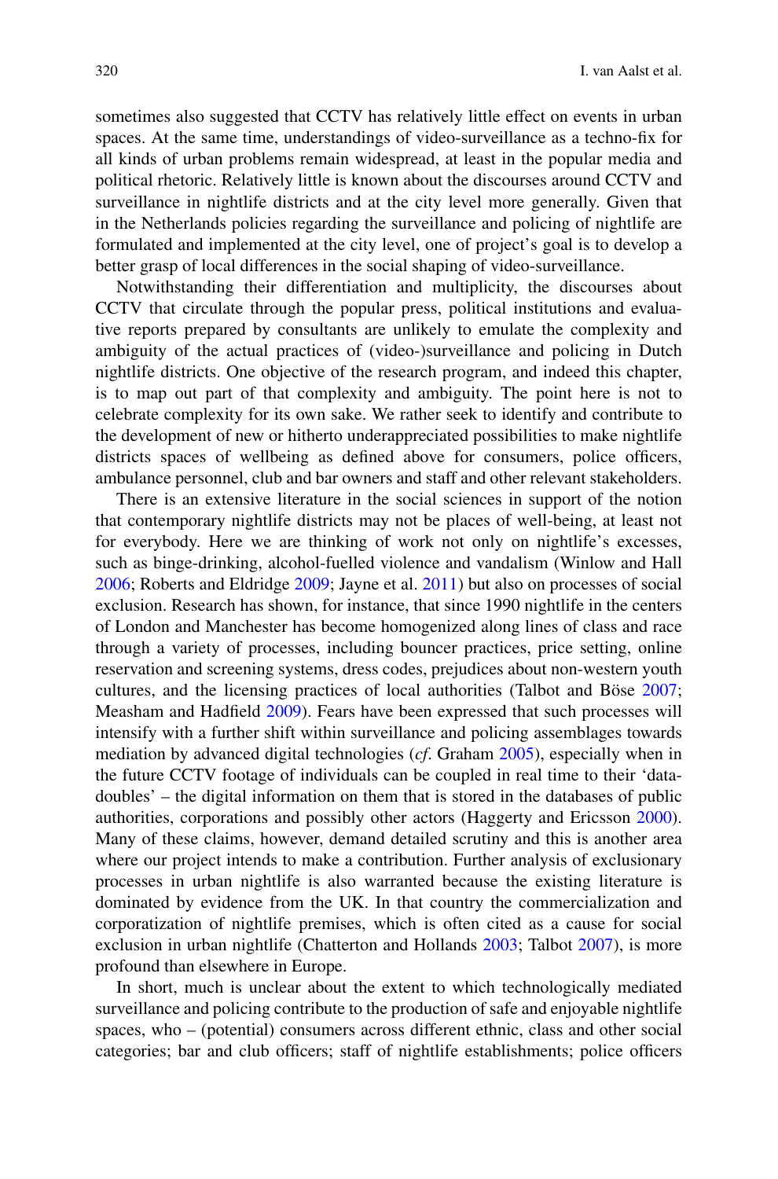sometimes also suggested that CCTV has relatively little effect on events in urban spaces. At the same time, understandings of video-surveillance as a techno-fix for all kinds of urban problems remain widespread, at least in the popular media and political rhetoric. Relatively little is known about the discourses around CCTV and surveillance in nightlife districts and at the city level more generally. Given that in the Netherlands policies regarding the surveillance and policing of nightlife are formulated and implemented at the city level, one of project's goal is to develop a better grasp of local differences in the social shaping of video-surveillance.

Notwithstanding their differentiation and multiplicity, the discourses about CCTV that circulate through the popular press, political institutions and evaluative reports prepared by consultants are unlikely to emulate the complexity and ambiguity of the actual practices of (video-)surveillance and policing in Dutch nightlife districts. One objective of the research program, and indeed this chapter, is to map out part of that complexity and ambiguity. The point here is not to celebrate complexity for its own sake. We rather seek to identify and contribute to the development of new or hitherto underappreciated possibilities to make nightlife districts spaces of wellbeing as defined above for consumers, police officers, ambulance personnel, club and bar owners and staff and other relevant stakeholders.

There is an extensive literature in the social sciences in support of the notion that contemporary nightlife districts may not be places of well-being, at least not for everybody. Here we are thinking of work not only on nightlife's excesses, such as binge-drinking, alcohol-fuelled violence and vandalism (Winlow and Hall 2006; Roberts and Eldridge 2009; Jayne et al. 2011) but also on processes of social exclusion. Research has shown, for instance, that since 1990 nightlife in the centers of London and Manchester has become homogenized along lines of class and race through a variety of processes, including bouncer practices, price setting, online reservation and screening systems, dress codes, prejudices about non-western youth cultures, and the licensing practices of local authorities (Talbot and Böse 2007; Measham and Hadfield 2009). Fears have been expressed that such processes will intensify with a further shift within surveillance and policing assemblages towards mediation by advanced digital technologies (*cf*. Graham 2005), especially when in the future CCTV footage of individuals can be coupled in real time to their 'data-doubles' – the digital information on them that is stored in the databases of public authorities, corporations and possibly other actors (Haggerty and Ericsson 2000). Many of these claims, however, demand detailed scrutiny and this is another area where our project intends to make a contribution. Further analysis of exclusionary processes in urban nightlife is also warranted because the existing literature is dominated by evidence from the UK. In that country the commercialization and corporatization of nightlife premises, which is often cited as a cause for social exclusion in urban nightlife (Chatterton and Hollands 2003; Talbot 2007), is more profound than elsewhere in Europe.

In short, much is unclear about the extent to which technologically mediated surveillance and policing contribute to the production of safe and enjoyable nightlife spaces, who – (potential) consumers across different ethnic, class and other social categories; bar and club officers; staff of nightlife establishments; police officers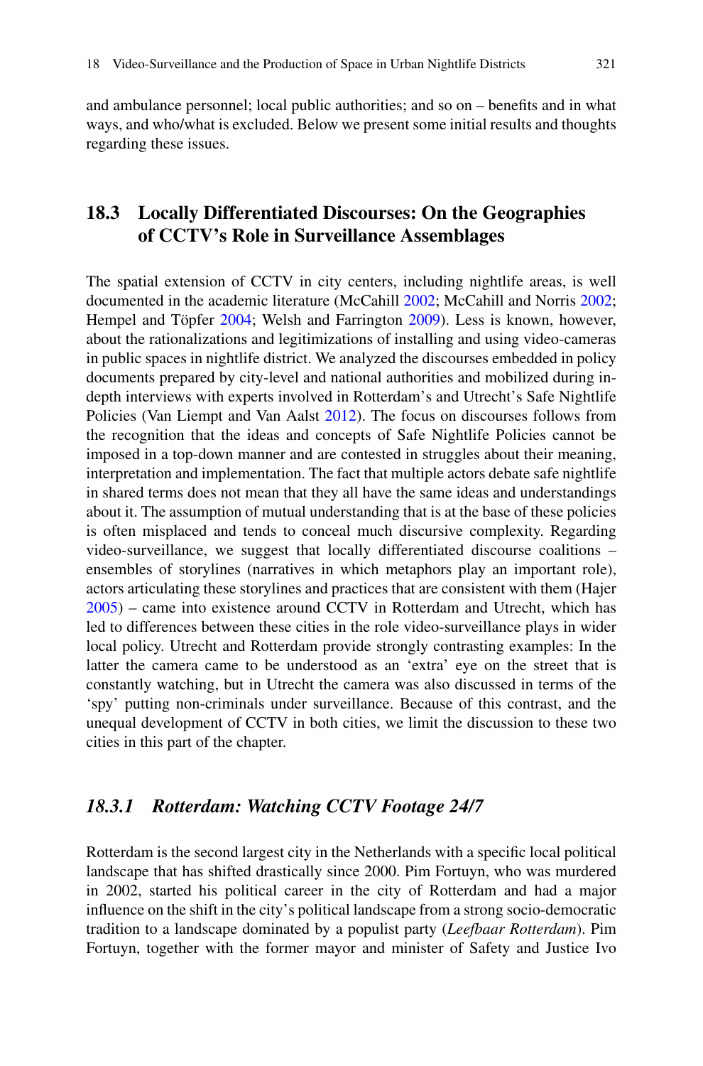and ambulance personnel; local public authorities; and so on – benefits and in what ways, and who/what is excluded. Below we present some initial results and thoughts regarding these issues.

## 18.3 Locally Differentiated Discourses: On the Geographies of CCTV's Role in Surveillance Assemblages

The spatial extension of CCTV in city centers, including nightlife areas, is well documented in the academic literature (McCahill 2002; McCahill and Norris 2002; Hempel and Töpfer 2004; Welsh and Farrington 2009). Less is known, however, about the rationalizations and legitimizations of installing and using video-cameras in public spaces in nightlife district. We analyzed the discourses embedded in policy documents prepared by city-level and national authorities and mobilized during in-depth interviews with experts involved in Rotterdam's and Utrecht's Safe Nightlife Policies (Van Liempt and Van Aalst 2012). The focus on discourses follows from the recognition that the ideas and concepts of Safe Nightlife Policies cannot be imposed in a top-down manner and are contested in struggles about their meaning, interpretation and implementation. The fact that multiple actors debate safe nightlife in shared terms does not mean that they all have the same ideas and understandings about it. The assumption of mutual understanding that is at the base of these policies is often misplaced and tends to conceal much discursive complexity. Regarding video-surveillance, we suggest that locally differentiated discourse coalitions – ensembles of storylines (narratives in which metaphors play an important role), actors articulating these storylines and practices that are consistent with them (Hajer 2005) – came into existence around CCTV in Rotterdam and Utrecht, which has led to differences between these cities in the role video-surveillance plays in wider local policy. Utrecht and Rotterdam provide strongly contrasting examples: In the latter the camera came to be understood as an 'extra' eye on the street that is constantly watching, but in Utrecht the camera was also discussed in terms of the 'spy' putting non-criminals under surveillance. Because of this contrast, and the unequal development of CCTV in both cities, we limit the discussion to these two cities in this part of the chapter.

### *18.3.1 Rotterdam: Watching CCTV Footage 24/7*

Rotterdam is the second largest city in the Netherlands with a specific local political landscape that has shifted drastically since 2000. Pim Fortuyn, who was murdered in 2002, started his political career in the city of Rotterdam and had a major influence on the shift in the city's political landscape from a strong socio-democratic tradition to a landscape dominated by a populist party (*Leefbaar Rotterdam*). Pim Fortuyn, together with the former mayor and minister of Safety and Justice Ivo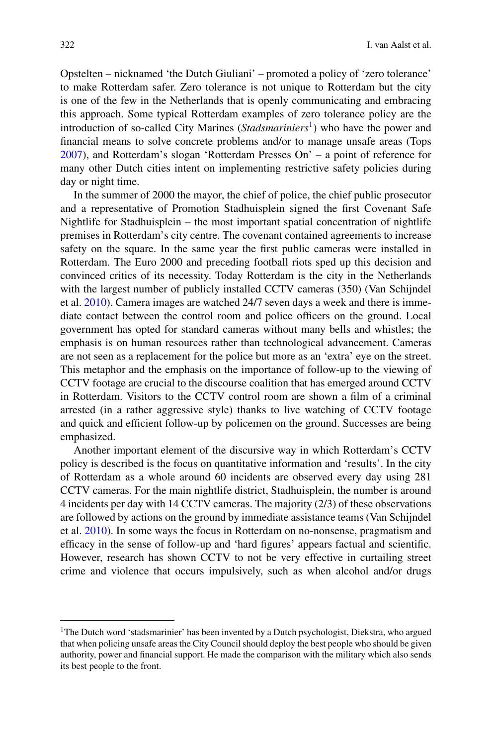Opstelten – nicknamed 'the Dutch Giuliani' – promoted a policy of 'zero tolerance' to make Rotterdam safer. Zero tolerance is not unique to Rotterdam but the city is one of the few in the Netherlands that is openly communicating and embracing this approach. Some typical Rotterdam examples of zero tolerance policy are the introduction of so-called City Marines (*Stadsmariniers*[1]) who have the power and financial means to solve concrete problems and/or to manage unsafe areas (Tops 2007), and Rotterdam's slogan 'Rotterdam Presses On' – a point of reference for many other Dutch cities intent on implementing restrictive safety policies during day or night time.

In the summer of 2000 the mayor, the chief of police, the chief public prosecutor and a representative of Promotion Stadhuisplein signed the first Covenant Safe Nightlife for Stadhuisplein – the most important spatial concentration of nightlife premises in Rotterdam's city centre. The covenant contained agreements to increase safety on the square. In the same year the first public cameras were installed in Rotterdam. The Euro 2000 and preceding football riots sped up this decision and convinced critics of its necessity. Today Rotterdam is the city in the Netherlands with the largest number of publicly installed CCTV cameras (350) (Van Schijndel et al. 2010). Camera images are watched 24/7 seven days a week and there is immediate contact between the control room and police officers on the ground. Local government has opted for standard cameras without many bells and whistles; the emphasis is on human resources rather than technological advancement. Cameras are not seen as a replacement for the police but more as an 'extra' eye on the street. This metaphor and the emphasis on the importance of follow-up to the viewing of CCTV footage are crucial to the discourse coalition that has emerged around CCTV in Rotterdam. Visitors to the CCTV control room are shown a film of a criminal arrested (in a rather aggressive style) thanks to live watching of CCTV footage and quick and efficient follow-up by policemen on the ground. Successes are being emphasized.

Another important element of the discursive way in which Rotterdam's CCTV policy is described is the focus on quantitative information and 'results'. In the city of Rotterdam as a whole around 60 incidents are observed every day using 281 CCTV cameras. For the main nightlife district, Stadhuisplein, the number is around 4 incidents per day with 14 CCTV cameras. The majority (2/3) of these observations are followed by actions on the ground by immediate assistance teams (Van Schijndel et al. 2010). In some ways the focus in Rotterdam on no-nonsense, pragmatism and efficacy in the sense of follow-up and 'hard figures' appears factual and scientific. However, research has shown CCTV to not be very effective in curtailing street crime and violence that occurs impulsively, such as when alcohol and/or drugs

---

[1] The Dutch word 'stadsmarinier' has been invented by a Dutch psychologist, Diekstra, who argued that when policing unsafe areas the City Council should deploy the best people who should be given authority, power and financial support. He made the comparison with the military which also sends its best people to the front.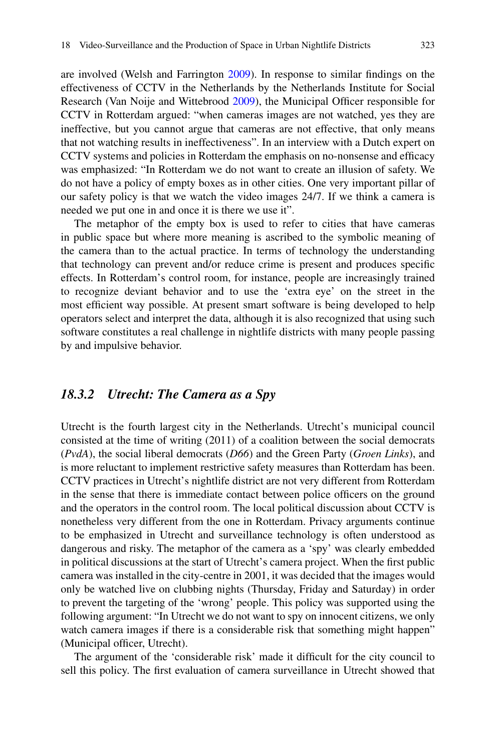are involved (Welsh and Farrington 2009). In response to similar findings on the effectiveness of CCTV in the Netherlands by the Netherlands Institute for Social Research (Van Noije and Wittebrood 2009), the Municipal Officer responsible for CCTV in Rotterdam argued: "when cameras images are not watched, yes they are ineffective, but you cannot argue that cameras are not effective, that only means that not watching results in ineffectiveness". In an interview with a Dutch expert on CCTV systems and policies in Rotterdam the emphasis on no-nonsense and efficacy was emphasized: "In Rotterdam we do not want to create an illusion of safety. We do not have a policy of empty boxes as in other cities. One very important pillar of our safety policy is that we watch the video images 24/7. If we think a camera is needed we put one in and once it is there we use it".

The metaphor of the empty box is used to refer to cities that have cameras in public space but where more meaning is ascribed to the symbolic meaning of the camera than to the actual practice. In terms of technology the understanding that technology can prevent and/or reduce crime is present and produces specific effects. In Rotterdam's control room, for instance, people are increasingly trained to recognize deviant behavior and to use the 'extra eye' on the street in the most efficient way possible. At present smart software is being developed to help operators select and interpret the data, although it is also recognized that using such software constitutes a real challenge in nightlife districts with many people passing by and impulsive behavior.

### *18.3.2 Utrecht: The Camera as a Spy*

Utrecht is the fourth largest city in the Netherlands. Utrecht's municipal council consisted at the time of writing (2011) of a coalition between the social democrats (*PvdA*), the social liberal democrats (*D66*) and the Green Party (*Groen Links*), and is more reluctant to implement restrictive safety measures than Rotterdam has been. CCTV practices in Utrecht's nightlife district are not very different from Rotterdam in the sense that there is immediate contact between police officers on the ground and the operators in the control room. The local political discussion about CCTV is nonetheless very different from the one in Rotterdam. Privacy arguments continue to be emphasized in Utrecht and surveillance technology is often understood as dangerous and risky. The metaphor of the camera as a 'spy' was clearly embedded in political discussions at the start of Utrecht's camera project. When the first public camera was installed in the city-centre in 2001, it was decided that the images would only be watched live on clubbing nights (Thursday, Friday and Saturday) in order to prevent the targeting of the 'wrong' people. This policy was supported using the following argument: "In Utrecht we do not want to spy on innocent citizens, we only watch camera images if there is a considerable risk that something might happen" (Municipal officer, Utrecht).

The argument of the 'considerable risk' made it difficult for the city council to sell this policy. The first evaluation of camera surveillance in Utrecht showed that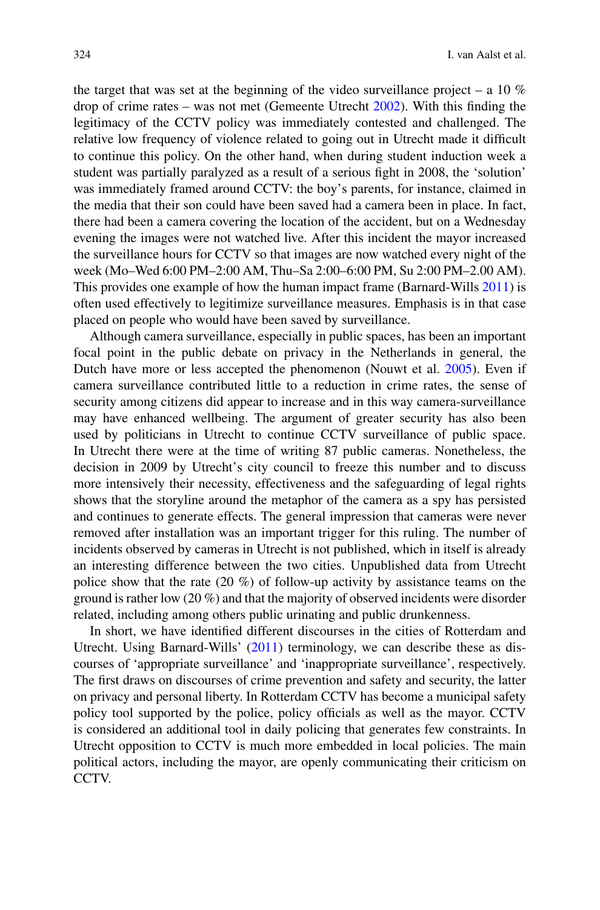the target that was set at the beginning of the video surveillance project – a 10 % drop of crime rates – was not met (Gemeente Utrecht 2002). With this finding the legitimacy of the CCTV policy was immediately contested and challenged. The relative low frequency of violence related to going out in Utrecht made it difficult to continue this policy. On the other hand, when during student induction week a student was partially paralyzed as a result of a serious fight in 2008, the 'solution' was immediately framed around CCTV: the boy's parents, for instance, claimed in the media that their son could have been saved had a camera been in place. In fact, there had been a camera covering the location of the accident, but on a Wednesday evening the images were not watched live. After this incident the mayor increased the surveillance hours for CCTV so that images are now watched every night of the week (Mo–Wed 6:00 PM–2:00 AM, Thu–Sa 2:00–6:00 PM, Su 2:00 PM–2.00 AM). This provides one example of how the human impact frame (Barnard-Wills 2011) is often used effectively to legitimize surveillance measures. Emphasis is in that case placed on people who would have been saved by surveillance.

Although camera surveillance, especially in public spaces, has been an important focal point in the public debate on privacy in the Netherlands in general, the Dutch have more or less accepted the phenomenon (Nouwt et al. 2005). Even if camera surveillance contributed little to a reduction in crime rates, the sense of security among citizens did appear to increase and in this way camera-surveillance may have enhanced wellbeing. The argument of greater security has also been used by politicians in Utrecht to continue CCTV surveillance of public space. In Utrecht there were at the time of writing 87 public cameras. Nonetheless, the decision in 2009 by Utrecht's city council to freeze this number and to discuss more intensively their necessity, effectiveness and the safeguarding of legal rights shows that the storyline around the metaphor of the camera as a spy has persisted and continues to generate effects. The general impression that cameras were never removed after installation was an important trigger for this ruling. The number of incidents observed by cameras in Utrecht is not published, which in itself is already an interesting difference between the two cities. Unpublished data from Utrecht police show that the rate (20 %) of follow-up activity by assistance teams on the ground is rather low (20 %) and that the majority of observed incidents were disorder related, including among others public urinating and public drunkenness.

In short, we have identified different discourses in the cities of Rotterdam and Utrecht. Using Barnard-Wills' (2011) terminology, we can describe these as discourses of 'appropriate surveillance' and 'inappropriate surveillance', respectively. The first draws on discourses of crime prevention and safety and security, the latter on privacy and personal liberty. In Rotterdam CCTV has become a municipal safety policy tool supported by the police, policy officials as well as the mayor. CCTV is considered an additional tool in daily policing that generates few constraints. In Utrecht opposition to CCTV is much more embedded in local policies. The main political actors, including the mayor, are openly communicating their criticism on CCTV.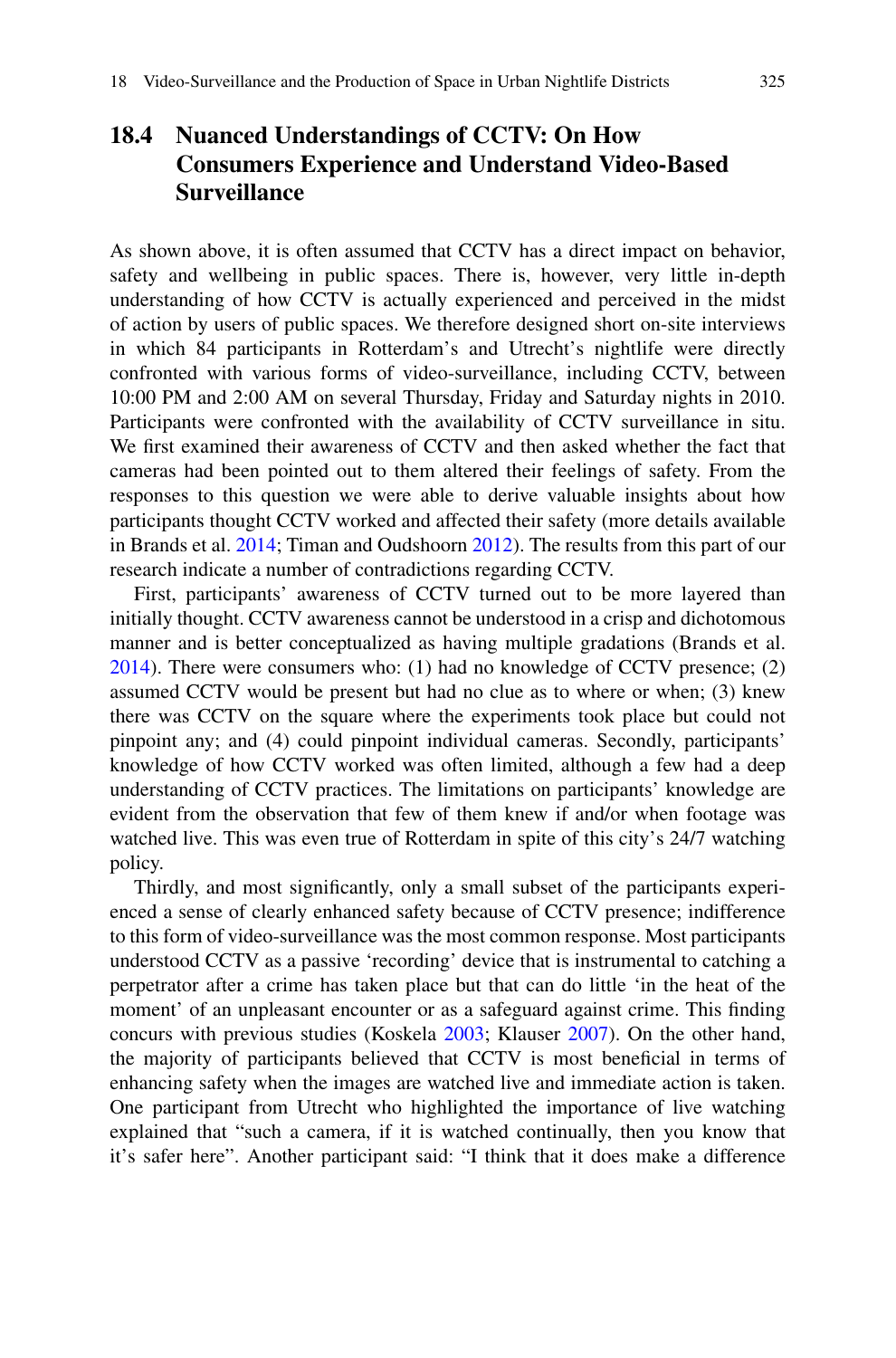## 18.4 Nuanced Understandings of CCTV: On How Consumers Experience and Understand Video-Based Surveillance

As shown above, it is often assumed that CCTV has a direct impact on behavior, safety and wellbeing in public spaces. There is, however, very little in-depth understanding of how CCTV is actually experienced and perceived in the midst of action by users of public spaces. We therefore designed short on-site interviews in which 84 participants in Rotterdam's and Utrecht's nightlife were directly confronted with various forms of video-surveillance, including CCTV, between 10:00 PM and 2:00 AM on several Thursday, Friday and Saturday nights in 2010. Participants were confronted with the availability of CCTV surveillance in situ. We first examined their awareness of CCTV and then asked whether the fact that cameras had been pointed out to them altered their feelings of safety. From the responses to this question we were able to derive valuable insights about how participants thought CCTV worked and affected their safety (more details available in Brands et al. 2014; Timan and Oudshoorn 2012). The results from this part of our research indicate a number of contradictions regarding CCTV.

First, participants' awareness of CCTV turned out to be more layered than initially thought. CCTV awareness cannot be understood in a crisp and dichotomous manner and is better conceptualized as having multiple gradations (Brands et al. 2014). There were consumers who: (1) had no knowledge of CCTV presence; (2) assumed CCTV would be present but had no clue as to where or when; (3) knew there was CCTV on the square where the experiments took place but could not pinpoint any; and (4) could pinpoint individual cameras. Secondly, participants' knowledge of how CCTV worked was often limited, although a few had a deep understanding of CCTV practices. The limitations on participants' knowledge are evident from the observation that few of them knew if and/or when footage was watched live. This was even true of Rotterdam in spite of this city's 24/7 watching policy.

Thirdly, and most significantly, only a small subset of the participants experienced a sense of clearly enhanced safety because of CCTV presence; indifference to this form of video-surveillance was the most common response. Most participants understood CCTV as a passive 'recording' device that is instrumental to catching a perpetrator after a crime has taken place but that can do little 'in the heat of the moment' of an unpleasant encounter or as a safeguard against crime. This finding concurs with previous studies (Koskela 2003; Klauser 2007). On the other hand, the majority of participants believed that CCTV is most beneficial in terms of enhancing safety when the images are watched live and immediate action is taken. One participant from Utrecht who highlighted the importance of live watching explained that "such a camera, if it is watched continually, then you know that it's safer here". Another participant said: "I think that it does make a difference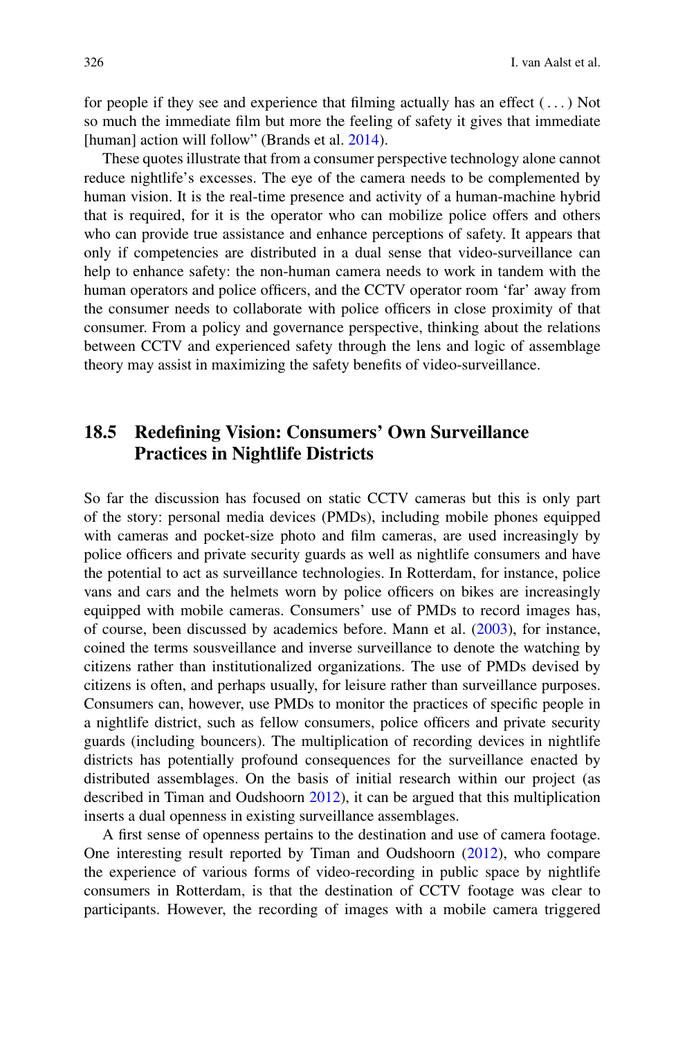for people if they see and experience that filming actually has an effect ( . . . ) Not so much the immediate film but more the feeling of safety it gives that immediate [human] action will follow" (Brands et al. 2014).

These quotes illustrate that from a consumer perspective technology alone cannot reduce nightlife's excesses. The eye of the camera needs to be complemented by human vision. It is the real-time presence and activity of a human-machine hybrid that is required, for it is the operator who can mobilize police offers and others who can provide true assistance and enhance perceptions of safety. It appears that only if competencies are distributed in a dual sense that video-surveillance can help to enhance safety: the non-human camera needs to work in tandem with the human operators and police officers, and the CCTV operator room 'far' away from the consumer needs to collaborate with police officers in close proximity of that consumer. From a policy and governance perspective, thinking about the relations between CCTV and experienced safety through the lens and logic of assemblage theory may assist in maximizing the safety benefits of video-surveillance.

## 18.5 Redefining Vision: Consumers' Own Surveillance Practices in Nightlife Districts

So far the discussion has focused on static CCTV cameras but this is only part of the story: personal media devices (PMDs), including mobile phones equipped with cameras and pocket-size photo and film cameras, are used increasingly by police officers and private security guards as well as nightlife consumers and have the potential to act as surveillance technologies. In Rotterdam, for instance, police vans and cars and the helmets worn by police officers on bikes are increasingly equipped with mobile cameras. Consumers' use of PMDs to record images has, of course, been discussed by academics before. Mann et al. (2003), for instance, coined the terms sousveillance and inverse surveillance to denote the watching by citizens rather than institutionalized organizations. The use of PMDs devised by citizens is often, and perhaps usually, for leisure rather than surveillance purposes. Consumers can, however, use PMDs to monitor the practices of specific people in a nightlife district, such as fellow consumers, police officers and private security guards (including bouncers). The multiplication of recording devices in nightlife districts has potentially profound consequences for the surveillance enacted by distributed assemblages. On the basis of initial research within our project (as described in Timan and Oudshoorn 2012), it can be argued that this multiplication inserts a dual openness in existing surveillance assemblages.

A first sense of openness pertains to the destination and use of camera footage. One interesting result reported by Timan and Oudshoorn (2012), who compare the experience of various forms of video-recording in public space by nightlife consumers in Rotterdam, is that the destination of CCTV footage was clear to participants. However, the recording of images with a mobile camera triggered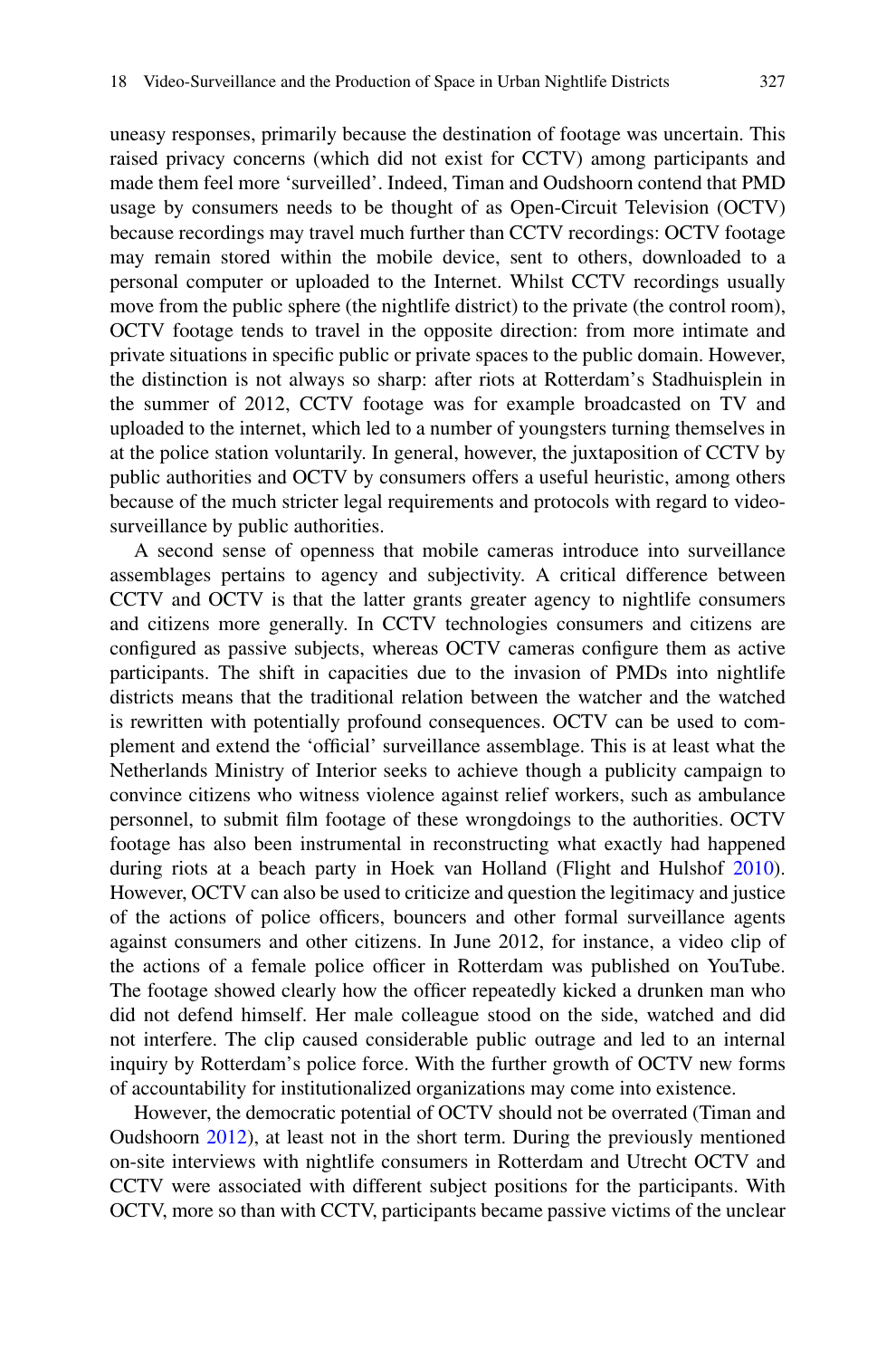uneasy responses, primarily because the destination of footage was uncertain. This raised privacy concerns (which did not exist for CCTV) among participants and made them feel more 'surveilled'. Indeed, Timan and Oudshoorn contend that PMD usage by consumers needs to be thought of as Open-Circuit Television (OCTV) because recordings may travel much further than CCTV recordings: OCTV footage may remain stored within the mobile device, sent to others, downloaded to a personal computer or uploaded to the Internet. Whilst CCTV recordings usually move from the public sphere (the nightlife district) to the private (the control room), OCTV footage tends to travel in the opposite direction: from more intimate and private situations in specific public or private spaces to the public domain. However, the distinction is not always so sharp: after riots at Rotterdam's Stadhuisplein in the summer of 2012, CCTV footage was for example broadcasted on TV and uploaded to the internet, which led to a number of youngsters turning themselves in at the police station voluntarily. In general, however, the juxtaposition of CCTV by public authorities and OCTV by consumers offers a useful heuristic, among others because of the much stricter legal requirements and protocols with regard to video-surveillance by public authorities.

A second sense of openness that mobile cameras introduce into surveillance assemblages pertains to agency and subjectivity. A critical difference between CCTV and OCTV is that the latter grants greater agency to nightlife consumers and citizens more generally. In CCTV technologies consumers and citizens are configured as passive subjects, whereas OCTV cameras configure them as active participants. The shift in capacities due to the invasion of PMDs into nightlife districts means that the traditional relation between the watcher and the watched is rewritten with potentially profound consequences. OCTV can be used to complement and extend the 'official' surveillance assemblage. This is at least what the Netherlands Ministry of Interior seeks to achieve though a publicity campaign to convince citizens who witness violence against relief workers, such as ambulance personnel, to submit film footage of these wrongdoings to the authorities. OCTV footage has also been instrumental in reconstructing what exactly had happened during riots at a beach party in Hoek van Holland (Flight and Hulshof 2010). However, OCTV can also be used to criticize and question the legitimacy and justice of the actions of police officers, bouncers and other formal surveillance agents against consumers and other citizens. In June 2012, for instance, a video clip of the actions of a female police officer in Rotterdam was published on YouTube. The footage showed clearly how the officer repeatedly kicked a drunken man who did not defend himself. Her male colleague stood on the side, watched and did not interfere. The clip caused considerable public outrage and led to an internal inquiry by Rotterdam's police force. With the further growth of OCTV new forms of accountability for institutionalized organizations may come into existence.

However, the democratic potential of OCTV should not be overrated (Timan and Oudshoorn 2012), at least not in the short term. During the previously mentioned on-site interviews with nightlife consumers in Rotterdam and Utrecht OCTV and CCTV were associated with different subject positions for the participants. With OCTV, more so than with CCTV, participants became passive victims of the unclear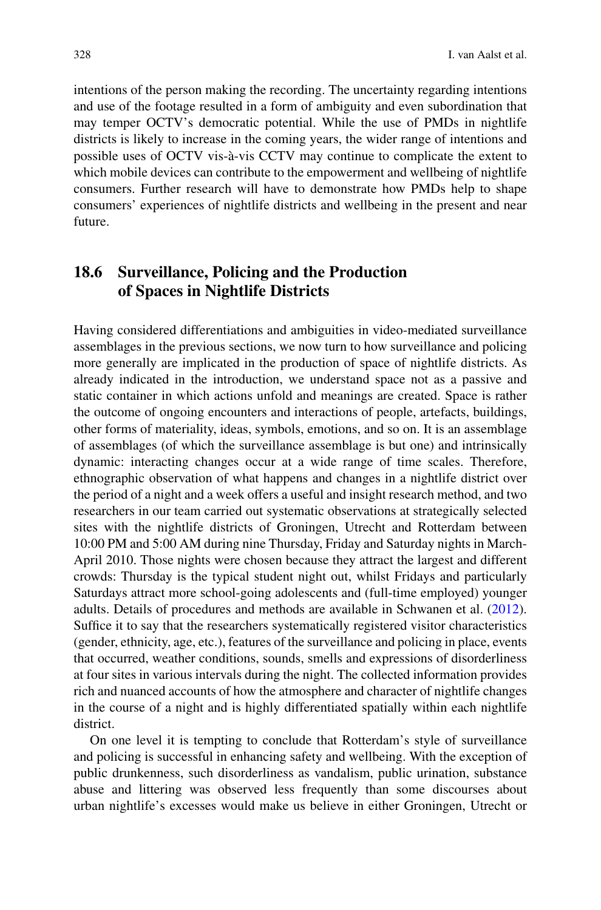intentions of the person making the recording. The uncertainty regarding intentions and use of the footage resulted in a form of ambiguity and even subordination that may temper OCTV's democratic potential. While the use of PMDs in nightlife districts is likely to increase in the coming years, the wider range of intentions and possible uses of OCTV vis-à-vis CCTV may continue to complicate the extent to which mobile devices can contribute to the empowerment and wellbeing of nightlife consumers. Further research will have to demonstrate how PMDs help to shape consumers' experiences of nightlife districts and wellbeing in the present and near future.

## 18.6 Surveillance, Policing and the Production of Spaces in Nightlife Districts

Having considered differentiations and ambiguities in video-mediated surveillance assemblages in the previous sections, we now turn to how surveillance and policing more generally are implicated in the production of space of nightlife districts. As already indicated in the introduction, we understand space not as a passive and static container in which actions unfold and meanings are created. Space is rather the outcome of ongoing encounters and interactions of people, artefacts, buildings, other forms of materiality, ideas, symbols, emotions, and so on. It is an assemblage of assemblages (of which the surveillance assemblage is but one) and intrinsically dynamic: interacting changes occur at a wide range of time scales. Therefore, ethnographic observation of what happens and changes in a nightlife district over the period of a night and a week offers a useful and insight research method, and two researchers in our team carried out systematic observations at strategically selected sites with the nightlife districts of Groningen, Utrecht and Rotterdam between 10:00 PM and 5:00 AM during nine Thursday, Friday and Saturday nights in March-April 2010. Those nights were chosen because they attract the largest and different crowds: Thursday is the typical student night out, whilst Fridays and particularly Saturdays attract more school-going adolescents and (full-time employed) younger adults. Details of procedures and methods are available in Schwanen et al. (2012). Suffice it to say that the researchers systematically registered visitor characteristics (gender, ethnicity, age, etc.), features of the surveillance and policing in place, events that occurred, weather conditions, sounds, smells and expressions of disorderliness at four sites in various intervals during the night. The collected information provides rich and nuanced accounts of how the atmosphere and character of nightlife changes in the course of a night and is highly differentiated spatially within each nightlife district.

On one level it is tempting to conclude that Rotterdam's style of surveillance and policing is successful in enhancing safety and wellbeing. With the exception of public drunkenness, such disorderliness as vandalism, public urination, substance abuse and littering was observed less frequently than some discourses about urban nightlife's excesses would make us believe in either Groningen, Utrecht or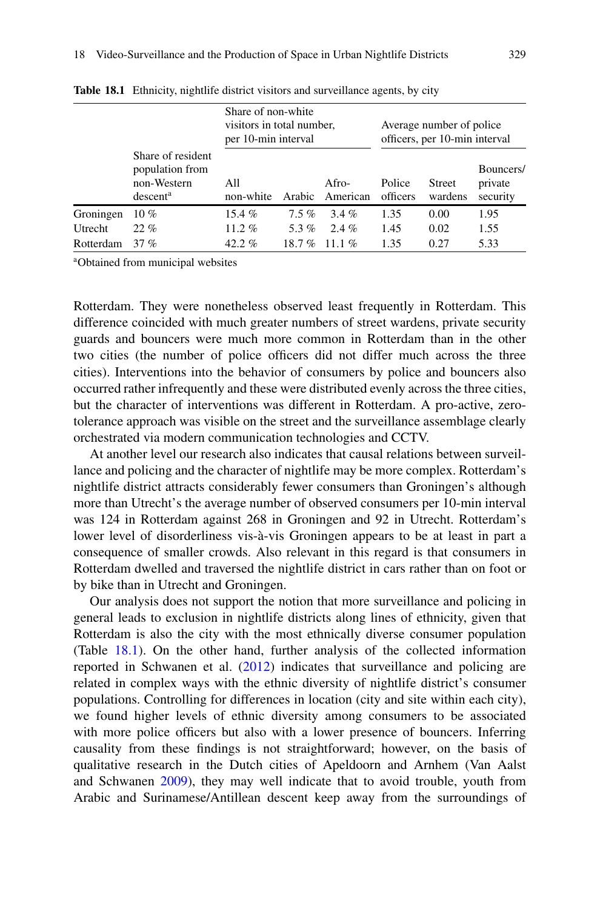**Table 18.1** Ethnicity, nightlife district visitors and surveillance agents, by city

| | Share of resident population from non-Western descent[a] | Share of non-white visitors in total number, per 10-min interval | | | Average number of police officers, per 10-min interval | | |
|---|---|---|---|---|---|---|---|
| | | All non-white | Arabic | Afro-American | Police officers | Street wardens | Bouncers/ private security |
| Groningen | 10 % | 15.4 % | 7.5 % | 3.4 % | 1.35 | 0.00 | 1.95 |
| Utrecht | 22 % | 11.2 % | 5.3 % | 2.4 % | 1.45 | 0.02 | 1.55 |
| Rotterdam | 37 % | 42.2 % | 18.7 % | 11.1 % | 1.35 | 0.27 | 5.33 |

[a]Obtained from municipal websites

Rotterdam. They were nonetheless observed least frequently in Rotterdam. This difference coincided with much greater numbers of street wardens, private security guards and bouncers were much more common in Rotterdam than in the other two cities (the number of police officers did not differ much across the three cities). Interventions into the behavior of consumers by police and bouncers also occurred rather infrequently and these were distributed evenly across the three cities, but the character of interventions was different in Rotterdam. A pro-active, zero-tolerance approach was visible on the street and the surveillance assemblage clearly orchestrated via modern communication technologies and CCTV.

At another level our research also indicates that causal relations between surveillance and policing and the character of nightlife may be more complex. Rotterdam's nightlife district attracts considerably fewer consumers than Groningen's although more than Utrecht's the average number of observed consumers per 10-min interval was 124 in Rotterdam against 268 in Groningen and 92 in Utrecht. Rotterdam's lower level of disorderliness vis-à-vis Groningen appears to be at least in part a consequence of smaller crowds. Also relevant in this regard is that consumers in Rotterdam dwelled and traversed the nightlife district in cars rather than on foot or by bike than in Utrecht and Groningen.

Our analysis does not support the notion that more surveillance and policing in general leads to exclusion in nightlife districts along lines of ethnicity, given that Rotterdam is also the city with the most ethnically diverse consumer population (Table 18.1). On the other hand, further analysis of the collected information reported in Schwanen et al. (2012) indicates that surveillance and policing are related in complex ways with the ethnic diversity of nightlife district's consumer populations. Controlling for differences in location (city and site within each city), we found higher levels of ethnic diversity among consumers to be associated with more police officers but also with a lower presence of bouncers. Inferring causality from these findings is not straightforward; however, on the basis of qualitative research in the Dutch cities of Apeldoorn and Arnhem (Van Aalst and Schwanen 2009), they may well indicate that to avoid trouble, youth from Arabic and Surinamese/Antillean descent keep away from the surroundings of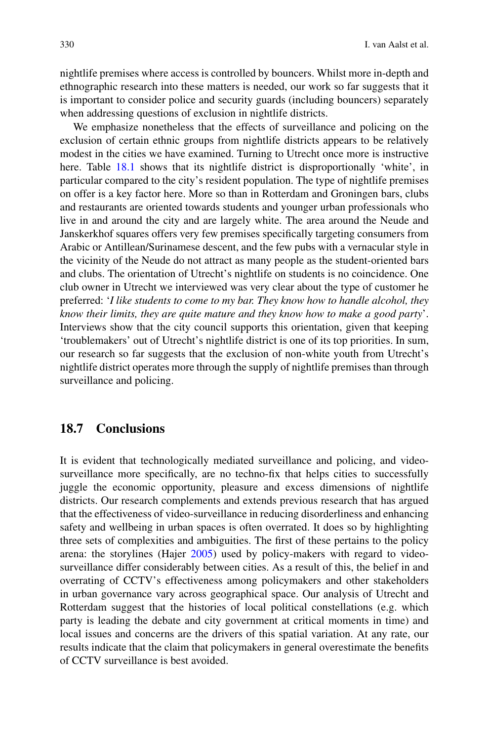nightlife premises where access is controlled by bouncers. Whilst more in-depth and ethnographic research into these matters is needed, our work so far suggests that it is important to consider police and security guards (including bouncers) separately when addressing questions of exclusion in nightlife districts.

We emphasize nonetheless that the effects of surveillance and policing on the exclusion of certain ethnic groups from nightlife districts appears to be relatively modest in the cities we have examined. Turning to Utrecht once more is instructive here. Table 18.1 shows that its nightlife district is disproportionally 'white', in particular compared to the city's resident population. The type of nightlife premises on offer is a key factor here. More so than in Rotterdam and Groningen bars, clubs and restaurants are oriented towards students and younger urban professionals who live in and around the city and are largely white. The area around the Neude and Janskerkhof squares offers very few premises specifically targeting consumers from Arabic or Antillean/Surinamese descent, and the few pubs with a vernacular style in the vicinity of the Neude do not attract as many people as the student-oriented bars and clubs. The orientation of Utrecht's nightlife on students is no coincidence. One club owner in Utrecht we interviewed was very clear about the type of customer he preferred: '*I like students to come to my bar. They know how to handle alcohol, they know their limits, they are quite mature and they know how to make a good party*'. Interviews show that the city council supports this orientation, given that keeping 'troublemakers' out of Utrecht's nightlife district is one of its top priorities. In sum, our research so far suggests that the exclusion of non-white youth from Utrecht's nightlife district operates more through the supply of nightlife premises than through surveillance and policing.

## 18.7 Conclusions

It is evident that technologically mediated surveillance and policing, and video-surveillance more specifically, are no techno-fix that helps cities to successfully juggle the economic opportunity, pleasure and excess dimensions of nightlife districts. Our research complements and extends previous research that has argued that the effectiveness of video-surveillance in reducing disorderliness and enhancing safety and wellbeing in urban spaces is often overrated. It does so by highlighting three sets of complexities and ambiguities. The first of these pertains to the policy arena: the storylines (Hajer 2005) used by policy-makers with regard to video-surveillance differ considerably between cities. As a result of this, the belief in and overrating of CCTV's effectiveness among policymakers and other stakeholders in urban governance vary across geographical space. Our analysis of Utrecht and Rotterdam suggest that the histories of local political constellations (e.g. which party is leading the debate and city government at critical moments in time) and local issues and concerns are the drivers of this spatial variation. At any rate, our results indicate that the claim that policymakers in general overestimate the benefits of CCTV surveillance is best avoided.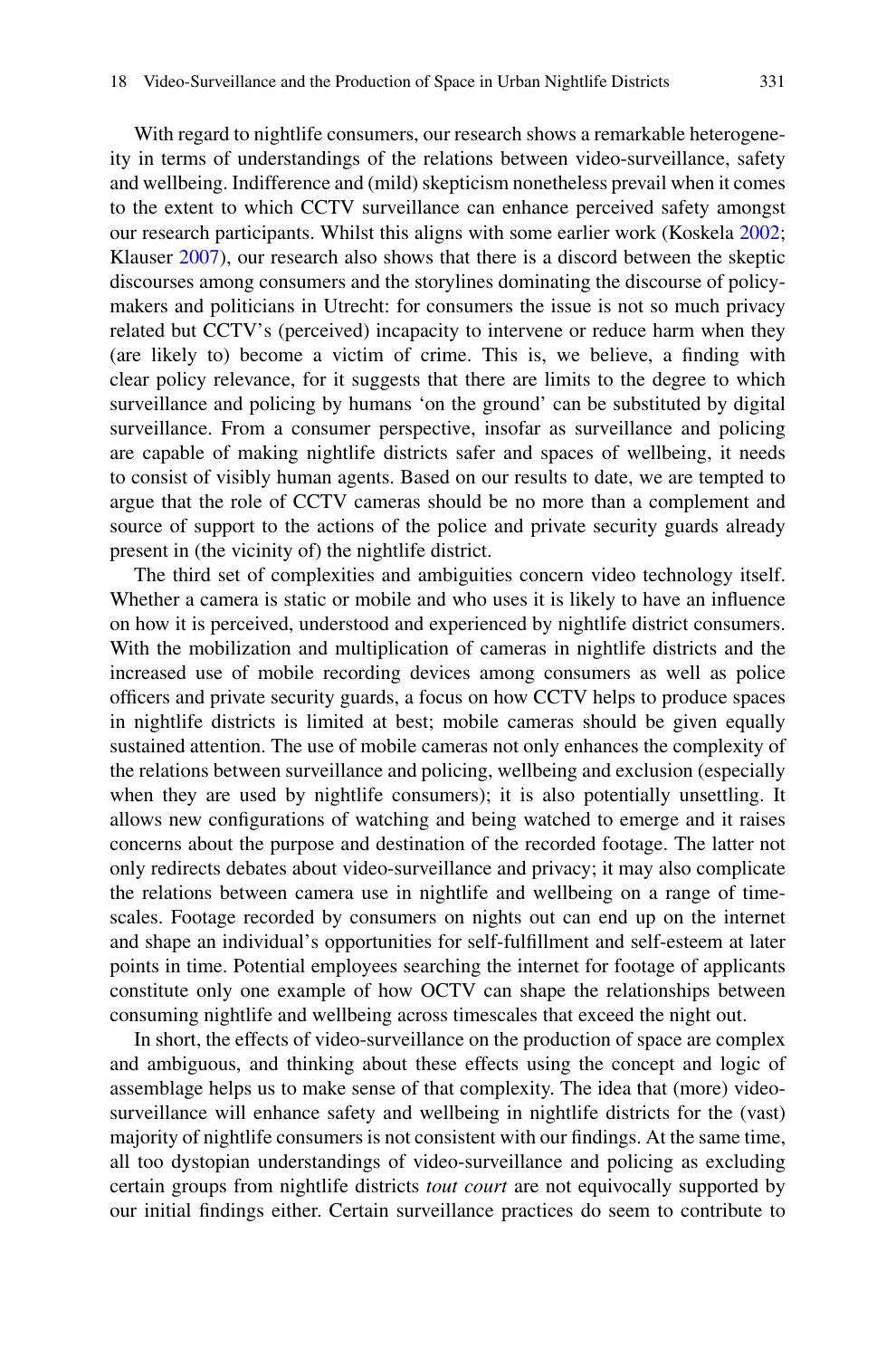With regard to nightlife consumers, our research shows a remarkable heterogeneity in terms of understandings of the relations between video-surveillance, safety and wellbeing. Indifference and (mild) skepticism nonetheless prevail when it comes to the extent to which CCTV surveillance can enhance perceived safety amongst our research participants. Whilst this aligns with some earlier work (Koskela 2002; Klauser 2007), our research also shows that there is a discord between the skeptic discourses among consumers and the storylines dominating the discourse of policy-makers and politicians in Utrecht: for consumers the issue is not so much privacy related but CCTV's (perceived) incapacity to intervene or reduce harm when they (are likely to) become a victim of crime. This is, we believe, a finding with clear policy relevance, for it suggests that there are limits to the degree to which surveillance and policing by humans 'on the ground' can be substituted by digital surveillance. From a consumer perspective, insofar as surveillance and policing are capable of making nightlife districts safer and spaces of wellbeing, it needs to consist of visibly human agents. Based on our results to date, we are tempted to argue that the role of CCTV cameras should be no more than a complement and source of support to the actions of the police and private security guards already present in (the vicinity of) the nightlife district.

The third set of complexities and ambiguities concern video technology itself. Whether a camera is static or mobile and who uses it is likely to have an influence on how it is perceived, understood and experienced by nightlife district consumers. With the mobilization and multiplication of cameras in nightlife districts and the increased use of mobile recording devices among consumers as well as police officers and private security guards, a focus on how CCTV helps to produce spaces in nightlife districts is limited at best; mobile cameras should be given equally sustained attention. The use of mobile cameras not only enhances the complexity of the relations between surveillance and policing, wellbeing and exclusion (especially when they are used by nightlife consumers); it is also potentially unsettling. It allows new configurations of watching and being watched to emerge and it raises concerns about the purpose and destination of the recorded footage. The latter not only redirects debates about video-surveillance and privacy; it may also complicate the relations between camera use in nightlife and wellbeing on a range of time-scales. Footage recorded by consumers on nights out can end up on the internet and shape an individual's opportunities for self-fulfillment and self-esteem at later points in time. Potential employees searching the internet for footage of applicants constitute only one example of how OCTV can shape the relationships between consuming nightlife and wellbeing across timescales that exceed the night out.

In short, the effects of video-surveillance on the production of space are complex and ambiguous, and thinking about these effects using the concept and logic of assemblage helps us to make sense of that complexity. The idea that (more) video-surveillance will enhance safety and wellbeing in nightlife districts for the (vast) majority of nightlife consumers is not consistent with our findings. At the same time, all too dystopian understandings of video-surveillance and policing as excluding certain groups from nightlife districts *tout court* are not equivocally supported by our initial findings either. Certain surveillance practices do seem to contribute to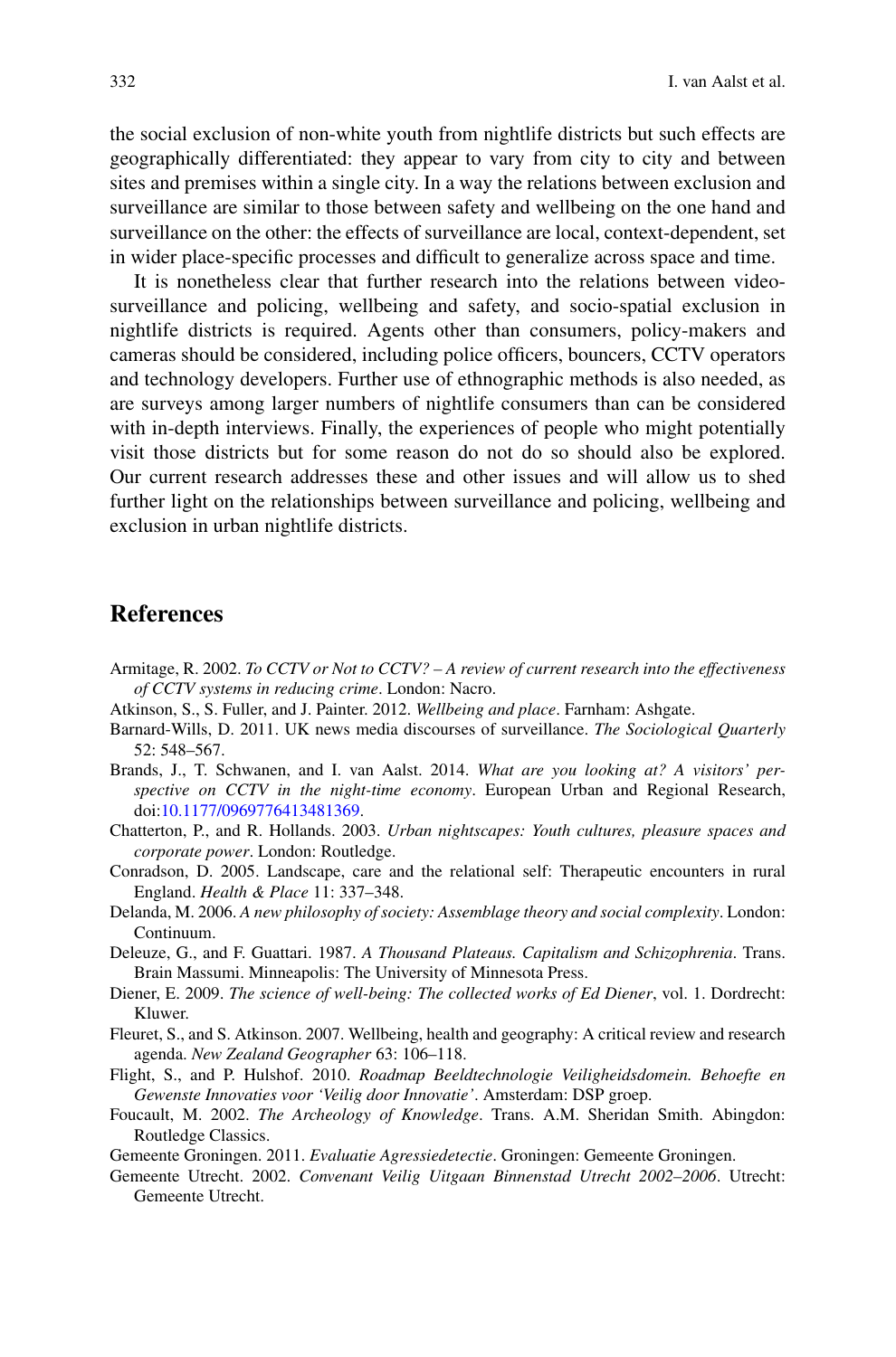the social exclusion of non-white youth from nightlife districts but such effects are geographically differentiated: they appear to vary from city to city and between sites and premises within a single city. In a way the relations between exclusion and surveillance are similar to those between safety and wellbeing on the one hand and surveillance on the other: the effects of surveillance are local, context-dependent, set in wider place-specific processes and difficult to generalize across space and time.

It is nonetheless clear that further research into the relations between video-surveillance and policing, wellbeing and safety, and socio-spatial exclusion in nightlife districts is required. Agents other than consumers, policy-makers and cameras should be considered, including police officers, bouncers, CCTV operators and technology developers. Further use of ethnographic methods is also needed, as are surveys among larger numbers of nightlife consumers than can be considered with in-depth interviews. Finally, the experiences of people who might potentially visit those districts but for some reason do not do so should also be explored. Our current research addresses these and other issues and will allow us to shed further light on the relationships between surveillance and policing, wellbeing and exclusion in urban nightlife districts.

## References

Armitage, R. 2002. *To CCTV or Not to CCTV? – A review of current research into the effectiveness of CCTV systems in reducing crime*. London: Nacro.

Atkinson, S., S. Fuller, and J. Painter. 2012. *Wellbeing and place*. Farnham: Ashgate.

Barnard-Wills, D. 2011. UK news media discourses of surveillance. *The Sociological Quarterly* 52: 548–567.

Brands, J., T. Schwanen, and I. van Aalst. 2014. *What are you looking at? A visitors' perspective on CCTV in the night-time economy*. European Urban and Regional Research, doi:10.1177/0969776413481369.

Chatterton, P., and R. Hollands. 2003. *Urban nightscapes: Youth cultures, pleasure spaces and corporate power*. London: Routledge.

Conradson, D. 2005. Landscape, care and the relational self: Therapeutic encounters in rural England. *Health & Place* 11: 337–348.

Delanda, M. 2006. *A new philosophy of society: Assemblage theory and social complexity*. London: Continuum.

Deleuze, G., and F. Guattari. 1987. *A Thousand Plateaus. Capitalism and Schizophrenia*. Trans. Brain Massumi. Minneapolis: The University of Minnesota Press.

Diener, E. 2009. *The science of well-being: The collected works of Ed Diener*, vol. 1. Dordrecht: Kluwer.

Fleuret, S., and S. Atkinson. 2007. Wellbeing, health and geography: A critical review and research agenda. *New Zealand Geographer* 63: 106–118.

Flight, S., and P. Hulshof. 2010. *Roadmap Beeldtechnologie Veiligheidsdomein. Behoefte en Gewenste Innovaties voor 'Veilig door Innovatie'*. Amsterdam: DSP groep.

Foucault, M. 2002. *The Archeology of Knowledge*. Trans. A.M. Sheridan Smith. Abingdon: Routledge Classics.

Gemeente Groningen. 2011. *Evaluatie Agressiedetectie*. Groningen: Gemeente Groningen.

Gemeente Utrecht. 2002. *Convenant Veilig Uitgaan Binnenstad Utrecht 2002–2006*. Utrecht: Gemeente Utrecht.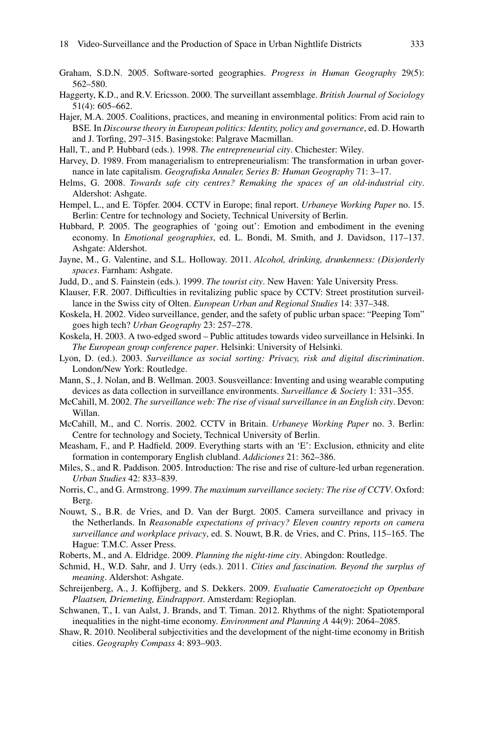Graham, S.D.N. 2005. Software-sorted geographies. *Progress in Human Geography* 29(5): 562–580.

Haggerty, K.D., and R.V. Ericsson. 2000. The surveillant assemblage. *British Journal of Sociology* 51(4): 605–662.

Hajer, M.A. 2005. Coalitions, practices, and meaning in environmental politics: From acid rain to BSE. In *Discourse theory in European politics: Identity, policy and governance*, ed. D. Howarth and J. Torfing, 297–315. Basingstoke: Palgrave Macmillan.

Hall, T., and P. Hubbard (eds.). 1998. *The entrepreneurial city*. Chichester: Wiley.

Harvey, D. 1989. From managerialism to entrepreneurialism: The transformation in urban governance in late capitalism. *Geografiska Annaler, Series B: Human Geography* 71: 3–17.

Helms, G. 2008. *Towards safe city centres? Remaking the spaces of an old-industrial city*. Aldershot: Ashgate.

Hempel, L., and E. Töpfer. 2004. CCTV in Europe; final report. *Urbaneye Working Paper* no. 15. Berlin: Centre for technology and Society, Technical University of Berlin.

Hubbard, P. 2005. The geographies of 'going out': Emotion and embodiment in the evening economy. In *Emotional geographies*, ed. L. Bondi, M. Smith, and J. Davidson, 117–137. Ashgate: Aldershot.

Jayne, M., G. Valentine, and S.L. Holloway. 2011. *Alcohol, drinking, drunkenness: (Dis)orderly spaces*. Farnham: Ashgate.

Judd, D., and S. Fainstein (eds.). 1999. *The tourist city*. New Haven: Yale University Press.

Klauser, F.R. 2007. Difficulties in revitalizing public space by CCTV: Street prostitution surveillance in the Swiss city of Olten. *European Urban and Regional Studies* 14: 337–348.

Koskela, H. 2002. Video surveillance, gender, and the safety of public urban space: "Peeping Tom" goes high tech? *Urban Geography* 23: 257–278.

Koskela, H. 2003. A two-edged sword – Public attitudes towards video surveillance in Helsinki. In *The European group conference paper*. Helsinki: University of Helsinki.

Lyon, D. (ed.). 2003. *Surveillance as social sorting: Privacy, risk and digital discrimination*. London/New York: Routledge.

Mann, S., J. Nolan, and B. Wellman. 2003. Sousveillance: Inventing and using wearable computing devices as data collection in surveillance environments. *Surveillance & Society* 1: 331–355.

McCahill, M. 2002. *The surveillance web: The rise of visual surveillance in an English city*. Devon: Willan.

McCahill, M., and C. Norris. 2002. CCTV in Britain. *Urbaneye Working Paper* no. 3. Berlin: Centre for technology and Society, Technical University of Berlin.

Measham, F., and P. Hadfield. 2009. Everything starts with an 'E': Exclusion, ethnicity and elite formation in contemporary English clubland. *Addiciones* 21: 362–386.

Miles, S., and R. Paddison. 2005. Introduction: The rise and rise of culture-led urban regeneration. *Urban Studies* 42: 833–839.

Norris, C., and G. Armstrong. 1999. *The maximum surveillance society: The rise of CCTV*. Oxford: Berg.

Nouwt, S., B.R. de Vries, and D. Van der Burgt. 2005. Camera surveillance and privacy in the Netherlands. In *Reasonable expectations of privacy? Eleven country reports on camera surveillance and workplace privacy*, ed. S. Nouwt, B.R. de Vries, and C. Prins, 115–165. The Hague: T.M.C. Asser Press.

Roberts, M., and A. Eldridge. 2009. *Planning the night-time city*. Abingdon: Routledge.

Schmid, H., W.D. Sahr, and J. Urry (eds.). 2011. *Cities and fascination. Beyond the surplus of meaning*. Aldershot: Ashgate.

Schreijenberg, A., J. Koffijberg, and S. Dekkers. 2009. *Evaluatie Cameratoezicht op Openbare Plaatsen, Driemeting, Eindrapport*. Amsterdam: Regioplan.

Schwanen, T., I. van Aalst, J. Brands, and T. Timan. 2012. Rhythms of the night: Spatiotemporal inequalities in the night-time economy. *Environment and Planning A* 44(9): 2064–2085.

Shaw, R. 2010. Neoliberal subjectivities and the development of the night-time economy in British cities. *Geography Compass* 4: 893–903.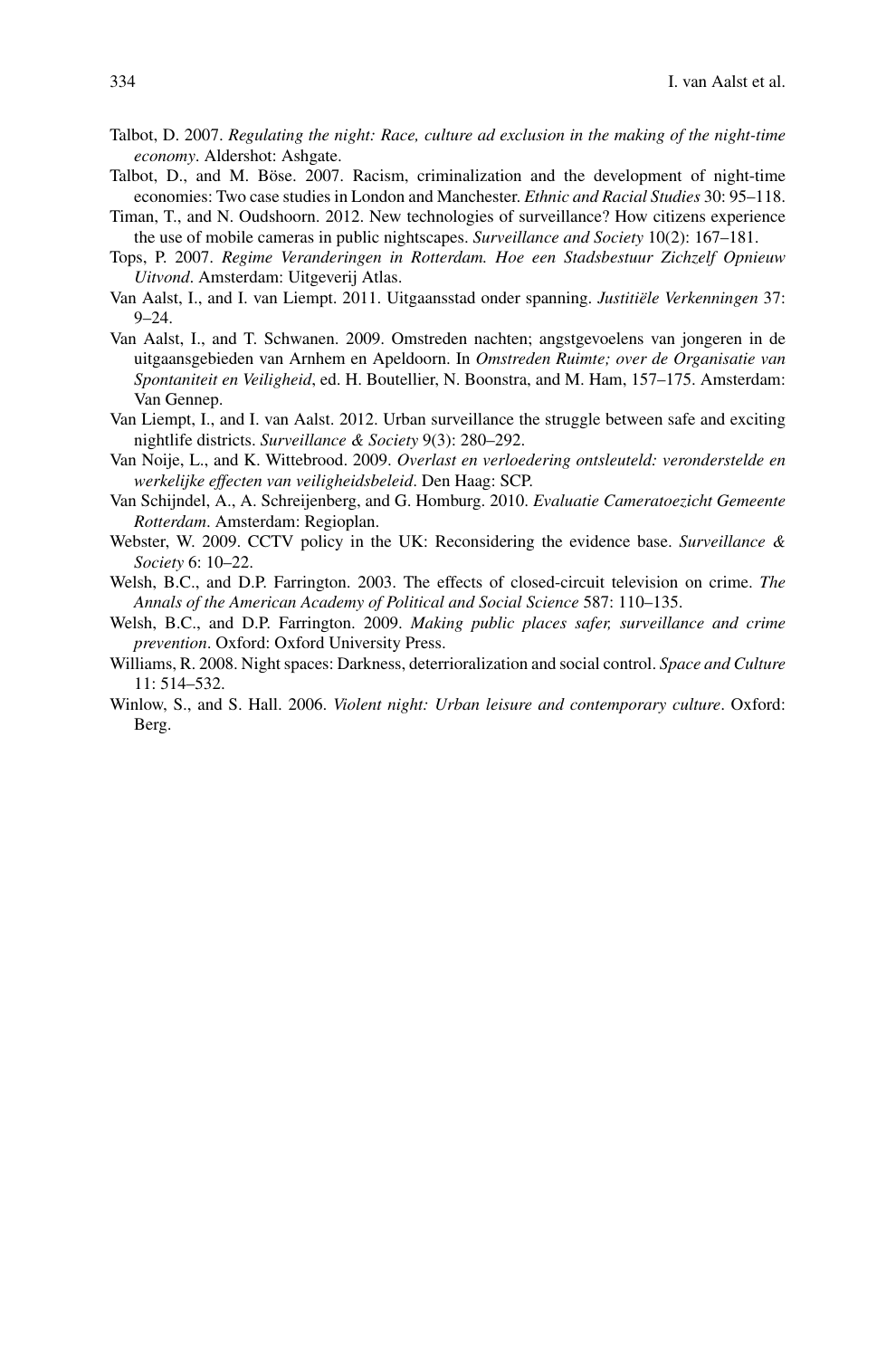Talbot, D. 2007. *Regulating the night: Race, culture ad exclusion in the making of the night-time economy*. Aldershot: Ashgate.

Talbot, D., and M. Böse. 2007. Racism, criminalization and the development of night-time economies: Two case studies in London and Manchester. *Ethnic and Racial Studies* 30: 95–118.

Timan, T., and N. Oudshoorn. 2012. New technologies of surveillance? How citizens experience the use of mobile cameras in public nightscapes. *Surveillance and Society* 10(2): 167–181.

Tops, P. 2007. *Regime Veranderingen in Rotterdam. Hoe een Stadsbestuur Zichzelf Opnieuw Uitvond*. Amsterdam: Uitgeverij Atlas.

Van Aalst, I., and I. van Liempt. 2011. Uitgaansstad onder spanning. *Justitiële Verkenningen* 37: 9–24.

Van Aalst, I., and T. Schwanen. 2009. Omstreden nachten; angstgevoelens van jongeren in de uitgaansgebieden van Arnhem en Apeldoorn. In *Omstreden Ruimte; over de Organisatie van Spontaniteit en Veiligheid*, ed. H. Boutellier, N. Boonstra, and M. Ham, 157–175. Amsterdam: Van Gennep.

Van Liempt, I., and I. van Aalst. 2012. Urban surveillance the struggle between safe and exciting nightlife districts. *Surveillance & Society* 9(3): 280–292.

Van Noije, L., and K. Wittebrood. 2009. *Overlast en verloedering ontsleuteld: veronderstelde en werkelijke effecten van veiligheidsbeleid*. Den Haag: SCP.

Van Schijndel, A., A. Schreijenberg, and G. Homburg. 2010. *Evaluatie Cameratoezicht Gemeente Rotterdam*. Amsterdam: Regioplan.

Webster, W. 2009. CCTV policy in the UK: Reconsidering the evidence base. *Surveillance & Society* 6: 10–22.

Welsh, B.C., and D.P. Farrington. 2003. The effects of closed-circuit television on crime. *The Annals of the American Academy of Political and Social Science* 587: 110–135.

Welsh, B.C., and D.P. Farrington. 2009. *Making public places safer, surveillance and crime prevention*. Oxford: Oxford University Press.

Williams, R. 2008. Night spaces: Darkness, deterrioralization and social control. *Space and Culture* 11: 514–532.

Winlow, S., and S. Hall. 2006. *Violent night: Urban leisure and contemporary culture*. Oxford: Berg.